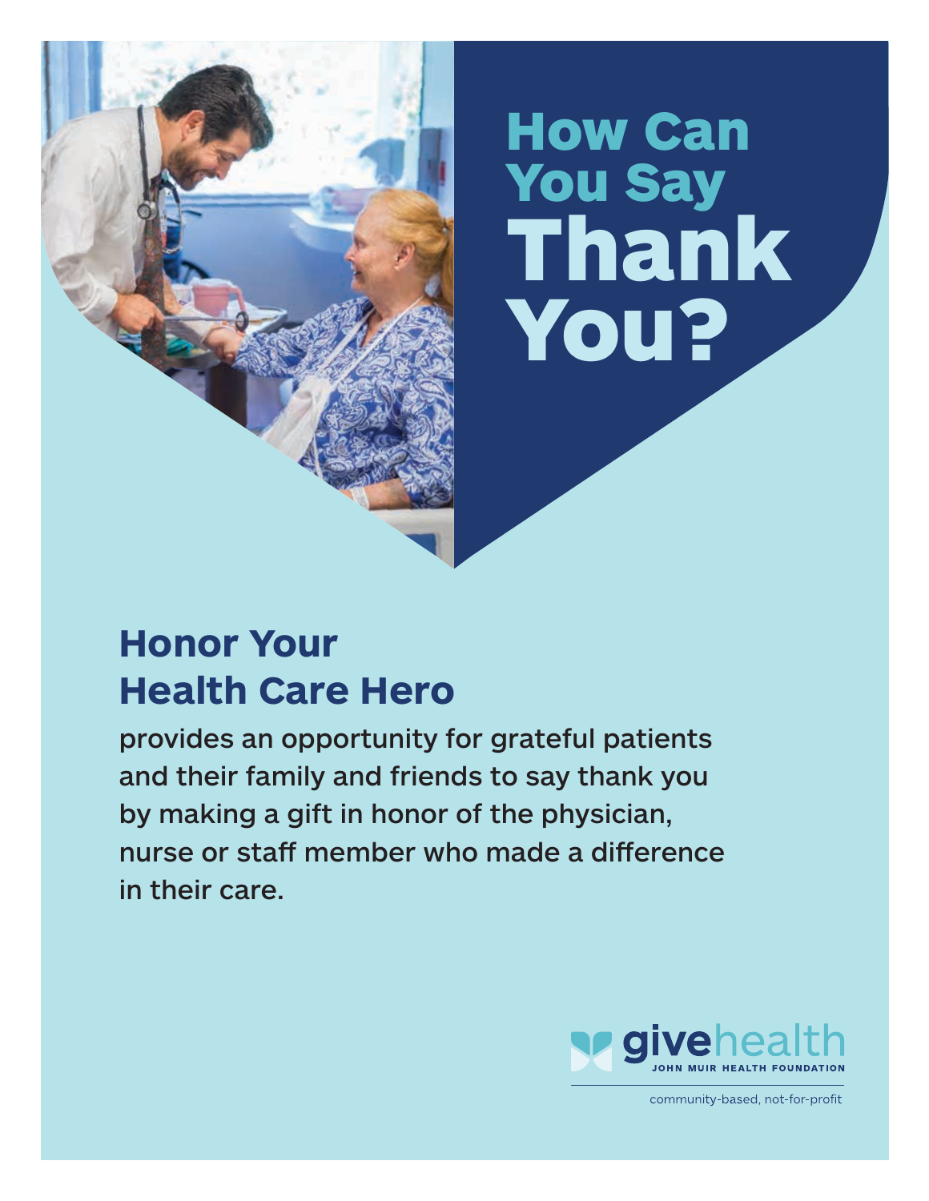# How Can You Say Thank You?

## Honor Your Health Care Hero

provides an opportunity for grateful patients and their family and friends to say thank you by making a gift in honor of the physician, nurse or staff member who made a difference in their care.

givehealth
JOHN MUIR HEALTH FOUNDATION

community-based, not-for-profit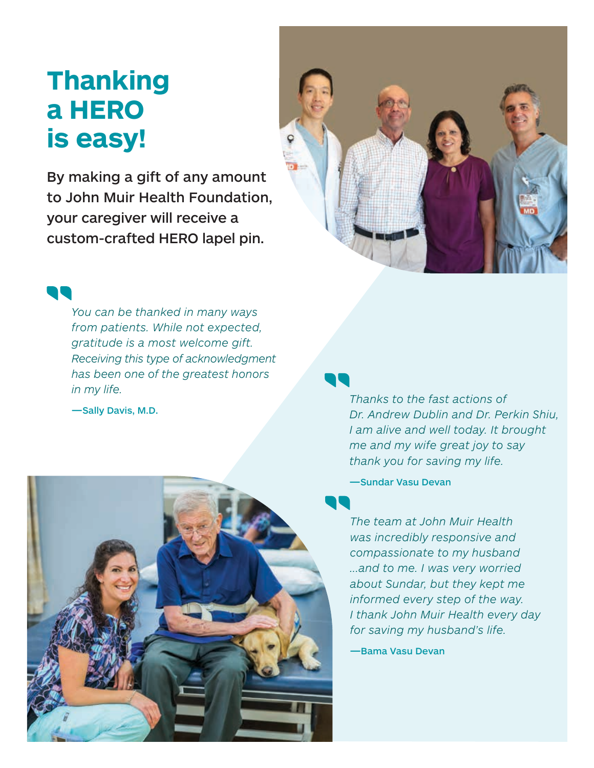# Thanking a HERO is easy!

By making a gift of any amount to John Muir Health Foundation, your caregiver will receive a custom-crafted HERO lapel pin.

> *You can be thanked in many ways from patients. While not expected, gratitude is a most welcome gift. Receiving this type of acknowledgment has been one of the greatest honors in my life.*
>
> **—Sally Davis, M.D.**

> *Thanks to the fast actions of Dr. Andrew Dublin and Dr. Perkin Shiu, I am alive and well today. It brought me and my wife great joy to say thank you for saving my life.*
>
> **—Sundar Vasu Devan**

> *The team at John Muir Health was incredibly responsive and compassionate to my husband ...and to me. I was very worried about Sundar, but they kept me informed every step of the way. I thank John Muir Health every day for saving my husband's life.*
>
> **—Bama Vasu Devan**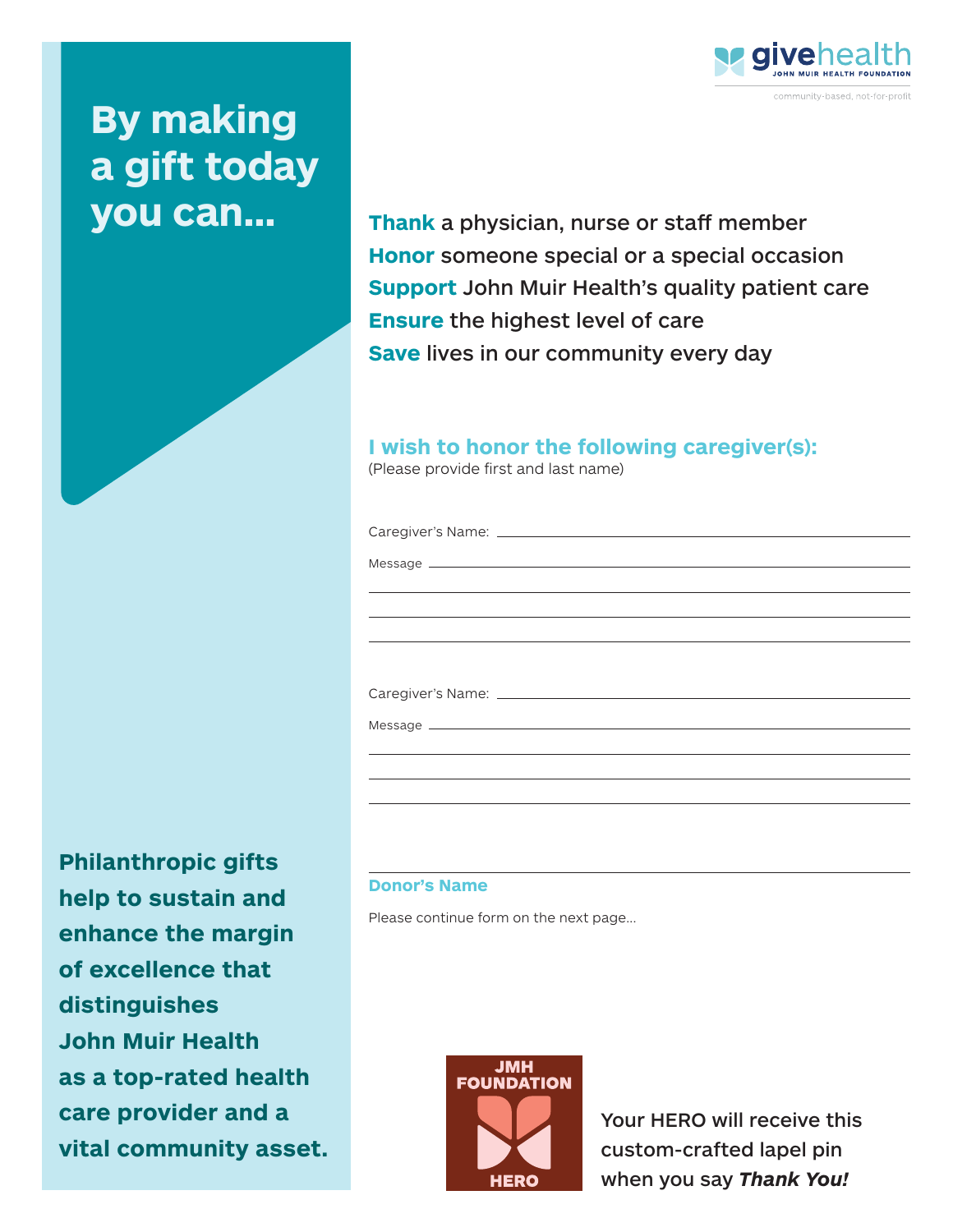givehealth
JOHN MUIR HEALTH FOUNDATION
community-based, not-for-profit

# By making a gift today you can...

**Thank** a physician, nurse or staff member
**Honor** someone special or a special occasion
**Support** John Muir Health's quality patient care
**Ensure** the highest level of care
**Save** lives in our community every day

## I wish to honor the following caregiver(s):

(Please provide first and last name)

Caregiver's Name: ______________________________

Message ______________________________

______________________________

______________________________

______________________________

Caregiver's Name: ______________________________

Message ______________________________

______________________________

______________________________

______________________________

______________________________

**Donor's Name**

Please continue form on the next page...

**Philanthropic gifts help to sustain and enhance the margin of excellence that distinguishes John Muir Health as a top-rated health care provider and a vital community asset.**

JMH FOUNDATION HERO

Your HERO will receive this custom-crafted lapel pin when you say ***Thank You!***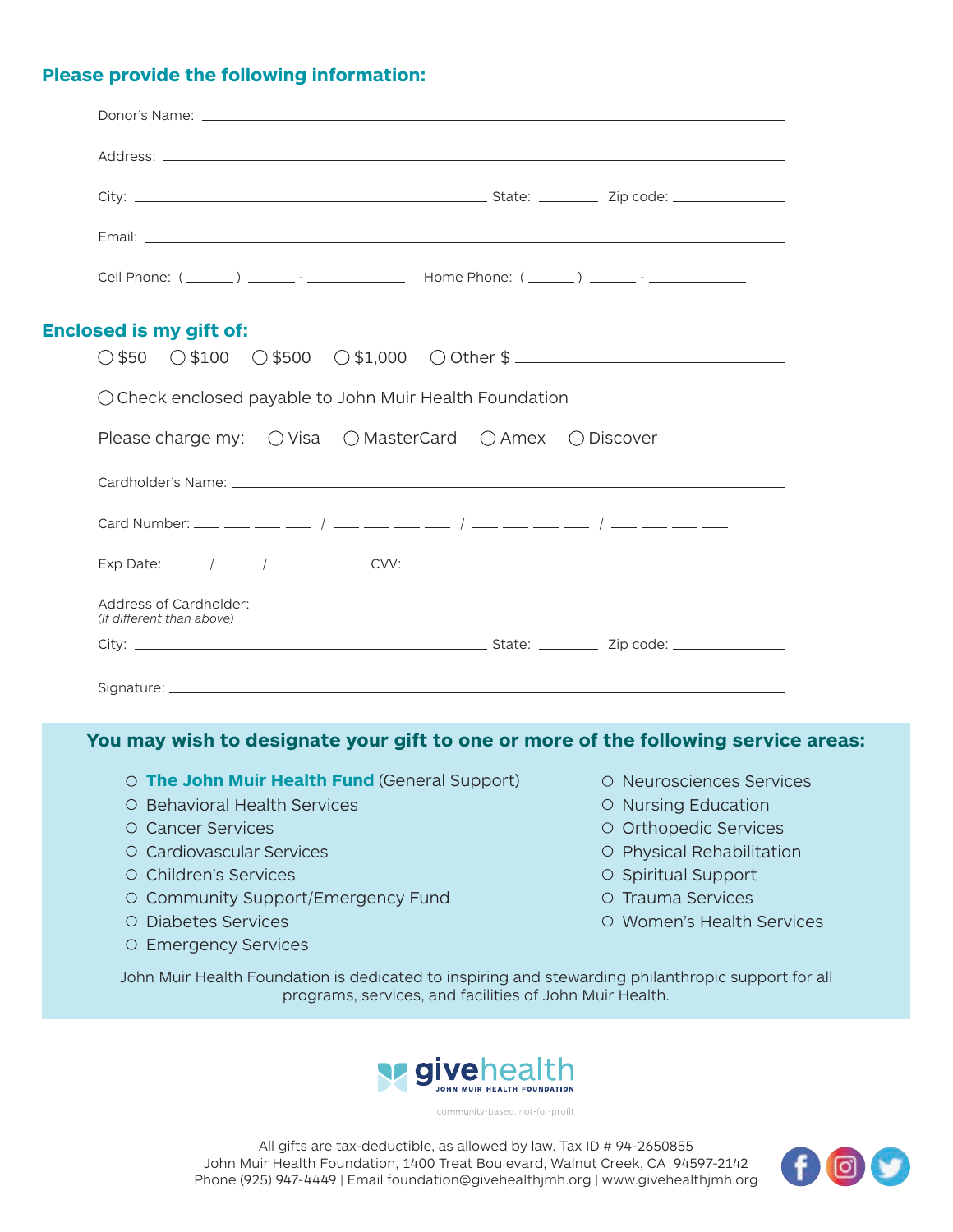## Please provide the following information:

Donor's Name: ______________________________

Address: ______________________________

City: ______________________ State: ________ Zip code: __________

Email: ______________________________

Cell Phone: ( _____ ) _____ - ________ Home Phone: ( _____ ) _____ - ________

## Enclosed is my gift of:

○ $50 ○ $100 ○ $500 ○ $1,000 ○ Other $ ______________

○ Check enclosed payable to John Muir Health Foundation

Please charge my: ○ Visa ○ MasterCard ○ Amex ○ Discover

Cardholder's Name: ______________________________

Card Number: ___ ___ ___ ___ / ___ ___ ___ ___ / ___ ___ ___ ___ / ___ ___ ___ ___

Exp Date: _____ / _____ / ________ CVV: ______________

Address of Cardholder: ______________________________
*(If different than above)*

City: ______________________ State: ________ Zip code: __________

Signature: ______________________________

### You may wish to designate your gift to one or more of the following service areas:

- ○ **The John Muir Health Fund** (General Support)
- ○ Behavioral Health Services
- ○ Cancer Services
- ○ Cardiovascular Services
- ○ Children's Services
- ○ Community Support/Emergency Fund
- ○ Diabetes Services
- ○ Emergency Services
- ○ Neurosciences Services
- ○ Nursing Education
- ○ Orthopedic Services
- ○ Physical Rehabilitation
- ○ Spiritual Support
- ○ Trauma Services
- ○ Women's Health Services

John Muir Health Foundation is dedicated to inspiring and stewarding philanthropic support for all programs, services, and facilities of John Muir Health.

givehealth
JOHN MUIR HEALTH FOUNDATION
community-based, not-for-profit

All gifts are tax-deductible, as allowed by law. Tax ID # 94-2650855
John Muir Health Foundation, 1400 Treat Boulevard, Walnut Creek, CA 94597-2142
Phone (925) 947-4449 | Email foundation@givehealthjmh.org | www.givehealthjmh.org